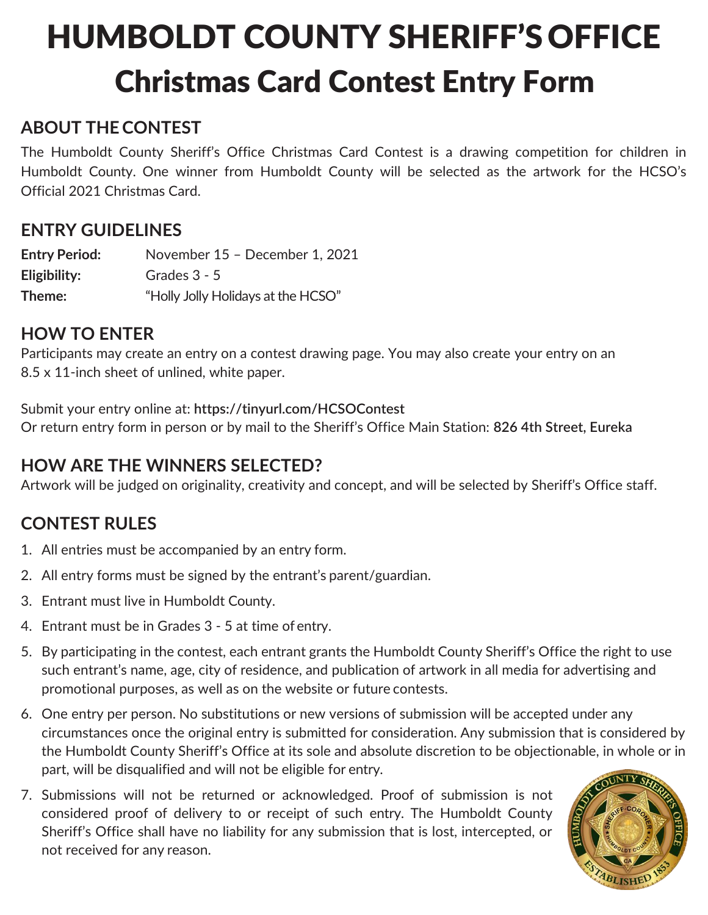# HUMBOLDT COUNTY SHERIFF'S OFFICE

# Christmas Card Contest Entry Form

## ABOUT THE CONTEST

The Humboldt County Sheriff's Office Christmas Card Contest is a drawing competition for children in Humboldt County. One winner from Humboldt County will be selected as the artwork for the HCSO's Official 2021 Christmas Card.

## ENTRY GUIDELINES

**Entry Period:** November 15 – December 1, 2021
**Eligibility:** Grades 3 - 5
**Theme:** "Holly Jolly Holidays at the HCSO"

## HOW TO ENTER

Participants may create an entry on a contest drawing page. You may also create your entry on an 8.5 x 11-inch sheet of unlined, white paper.

Submit your entry online at: **https://tinyurl.com/HCSOContest**
Or return entry form in person or by mail to the Sheriff's Office Main Station: **826 4th Street, Eureka**

## HOW ARE THE WINNERS SELECTED?

Artwork will be judged on originality, creativity and concept, and will be selected by Sheriff's Office staff.

## CONTEST RULES

1. All entries must be accompanied by an entry form.
2. All entry forms must be signed by the entrant's parent/guardian.
3. Entrant must live in Humboldt County.
4. Entrant must be in Grades 3 - 5 at time of entry.
5. By participating in the contest, each entrant grants the Humboldt County Sheriff's Office the right to use such entrant's name, age, city of residence, and publication of artwork in all media for advertising and promotional purposes, as well as on the website or future contests.
6. One entry per person. No substitutions or new versions of submission will be accepted under any circumstances once the original entry is submitted for consideration. Any submission that is considered by the Humboldt County Sheriff's Office at its sole and absolute discretion to be objectionable, in whole or in part, will be disqualified and will not be eligible for entry.
7. Submissions will not be returned or acknowledged. Proof of submission is not considered proof of delivery to or receipt of such entry. The Humboldt County Sheriff's Office shall have no liability for any submission that is lost, intercepted, or not received for any reason.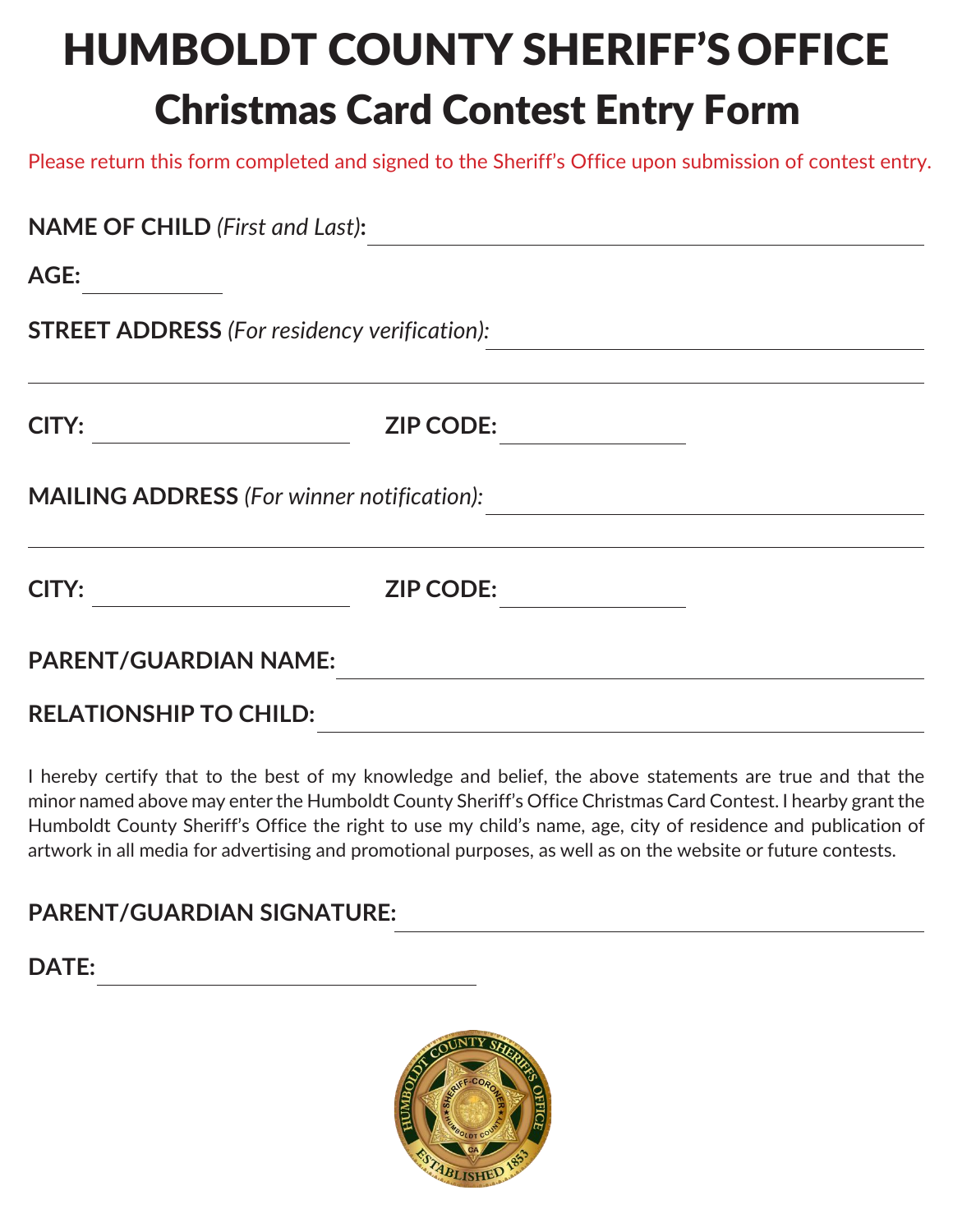# HUMBOLDT COUNTY SHERIFF'S OFFICE

## Christmas Card Contest Entry Form

Please return this form completed and signed to the Sheriff's Office upon submission of contest entry.

**NAME OF CHILD** *(First and Last)*: ______________________________

**AGE:** __________

**STREET ADDRESS** *(For residency verification):* ______________________________

______________________________________________________________

**CITY:** ________________ **ZIP CODE:** ____________

**MAILING ADDRESS** *(For winner notification):* ______________________________

______________________________________________________________

**CITY:** ________________ **ZIP CODE:** ____________

**PARENT/GUARDIAN NAME:** ______________________________

**RELATIONSHIP TO CHILD:** ______________________________

I hereby certify that to the best of my knowledge and belief, the above statements are true and that the minor named above may enter the Humboldt County Sheriff's Office Christmas Card Contest. I hearby grant the Humboldt County Sheriff's Office the right to use my child's name, age, city of residence and publication of artwork in all media for advertising and promotional purposes, as well as on the website or future contests.

**PARENT/GUARDIAN SIGNATURE:** ______________________________

**DATE:** ______________________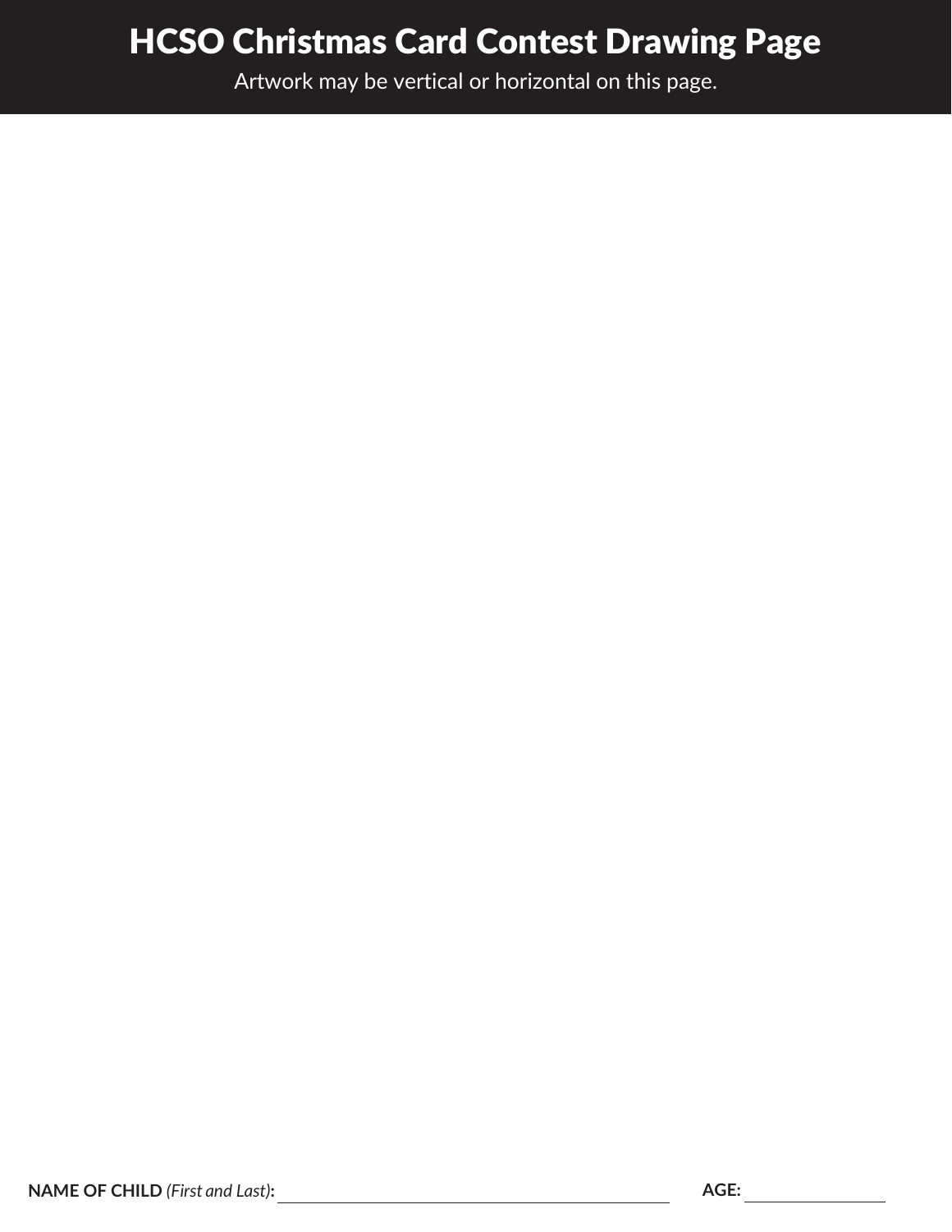# HCSO Christmas Card Contest Drawing Page

Artwork may be vertical or horizontal on this page.

**NAME OF CHILD** *(First and Last)***:** ______________________________ **AGE:** ____________